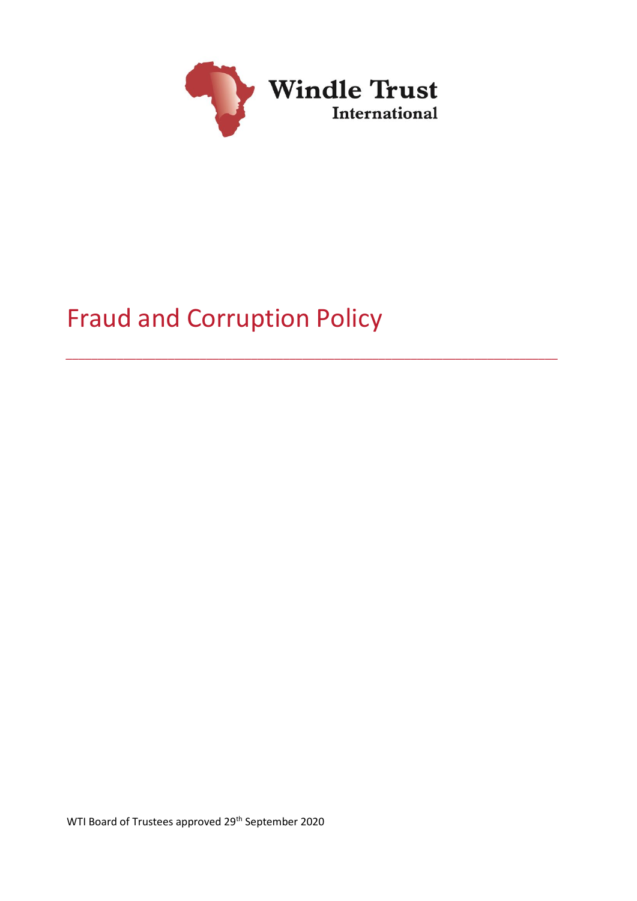Windle Trust International

# Fraud and Corruption Policy

---

WTI Board of Trustees approved 29th September 2020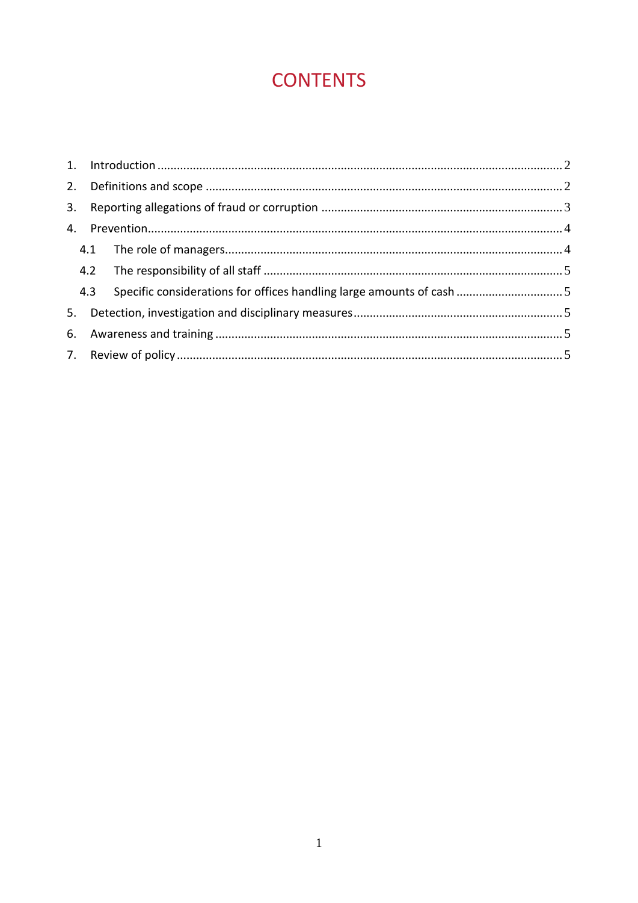# CONTENTS

1. Introduction ........ 2
2. Definitions and scope ........ 2
3. Reporting allegations of fraud or corruption ........ 3
4. Prevention ........ 4
   - 4.1 The role of managers ........ 4
   - 4.2 The responsibility of all staff ........ 5
   - 4.3 Specific considerations for offices handling large amounts of cash ........ 5
5. Detection, investigation and disciplinary measures ........ 5
6. Awareness and training ........ 5
7. Review of policy ........ 5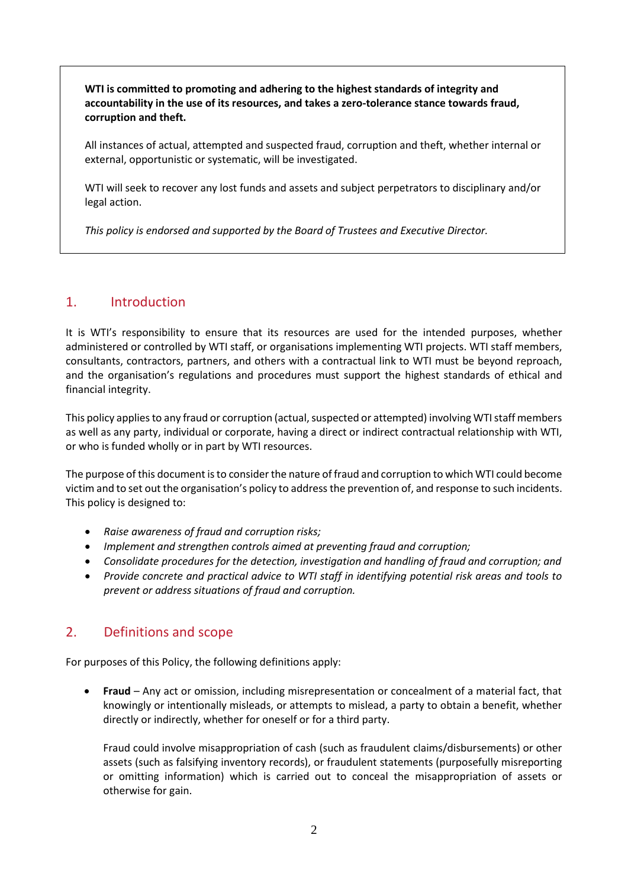**WTI is committed to promoting and adhering to the highest standards of integrity and accountability in the use of its resources, and takes a zero-tolerance stance towards fraud, corruption and theft.**

All instances of actual, attempted and suspected fraud, corruption and theft, whether internal or external, opportunistic or systematic, will be investigated.

WTI will seek to recover any lost funds and assets and subject perpetrators to disciplinary and/or legal action.

*This policy is endorsed and supported by the Board of Trustees and Executive Director.*

## 1. Introduction

It is WTI's responsibility to ensure that its resources are used for the intended purposes, whether administered or controlled by WTI staff, or organisations implementing WTI projects. WTI staff members, consultants, contractors, partners, and others with a contractual link to WTI must be beyond reproach, and the organisation's regulations and procedures must support the highest standards of ethical and financial integrity.

This policy applies to any fraud or corruption (actual, suspected or attempted) involving WTI staff members as well as any party, individual or corporate, having a direct or indirect contractual relationship with WTI, or who is funded wholly or in part by WTI resources.

The purpose of this document is to consider the nature of fraud and corruption to which WTI could become victim and to set out the organisation's policy to address the prevention of, and response to such incidents. This policy is designed to:

- *Raise awareness of fraud and corruption risks;*
- *Implement and strengthen controls aimed at preventing fraud and corruption;*
- *Consolidate procedures for the detection, investigation and handling of fraud and corruption; and*
- *Provide concrete and practical advice to WTI staff in identifying potential risk areas and tools to prevent or address situations of fraud and corruption.*

## 2. Definitions and scope

For purposes of this Policy, the following definitions apply:

- **Fraud** – Any act or omission, including misrepresentation or concealment of a material fact, that knowingly or intentionally misleads, or attempts to mislead, a party to obtain a benefit, whether directly or indirectly, whether for oneself or for a third party.

  Fraud could involve misappropriation of cash (such as fraudulent claims/disbursements) or other assets (such as falsifying inventory records), or fraudulent statements (purposefully misreporting or omitting information) which is carried out to conceal the misappropriation of assets or otherwise for gain.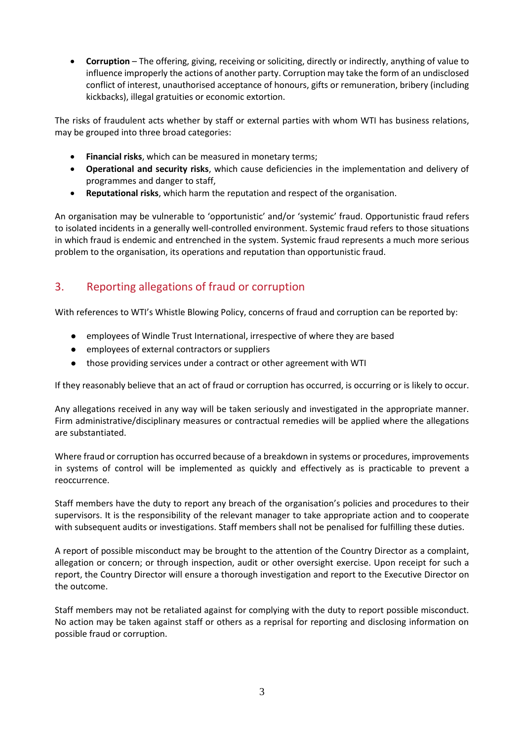- **Corruption** – The offering, giving, receiving or soliciting, directly or indirectly, anything of value to influence improperly the actions of another party. Corruption may take the form of an undisclosed conflict of interest, unauthorised acceptance of honours, gifts or remuneration, bribery (including kickbacks), illegal gratuities or economic extortion.

The risks of fraudulent acts whether by staff or external parties with whom WTI has business relations, may be grouped into three broad categories:

- **Financial risks**, which can be measured in monetary terms;
- **Operational and security risks**, which cause deficiencies in the implementation and delivery of programmes and danger to staff,
- **Reputational risks**, which harm the reputation and respect of the organisation.

An organisation may be vulnerable to 'opportunistic' and/or 'systemic' fraud. Opportunistic fraud refers to isolated incidents in a generally well-controlled environment. Systemic fraud refers to those situations in which fraud is endemic and entrenched in the system. Systemic fraud represents a much more serious problem to the organisation, its operations and reputation than opportunistic fraud.

## 3. Reporting allegations of fraud or corruption

With references to WTI's Whistle Blowing Policy, concerns of fraud and corruption can be reported by:

- employees of Windle Trust International, irrespective of where they are based
- employees of external contractors or suppliers
- those providing services under a contract or other agreement with WTI

If they reasonably believe that an act of fraud or corruption has occurred, is occurring or is likely to occur.

Any allegations received in any way will be taken seriously and investigated in the appropriate manner. Firm administrative/disciplinary measures or contractual remedies will be applied where the allegations are substantiated.

Where fraud or corruption has occurred because of a breakdown in systems or procedures, improvements in systems of control will be implemented as quickly and effectively as is practicable to prevent a reoccurrence.

Staff members have the duty to report any breach of the organisation's policies and procedures to their supervisors. It is the responsibility of the relevant manager to take appropriate action and to cooperate with subsequent audits or investigations. Staff members shall not be penalised for fulfilling these duties.

A report of possible misconduct may be brought to the attention of the Country Director as a complaint, allegation or concern; or through inspection, audit or other oversight exercise. Upon receipt for such a report, the Country Director will ensure a thorough investigation and report to the Executive Director on the outcome.

Staff members may not be retaliated against for complying with the duty to report possible misconduct. No action may be taken against staff or others as a reprisal for reporting and disclosing information on possible fraud or corruption.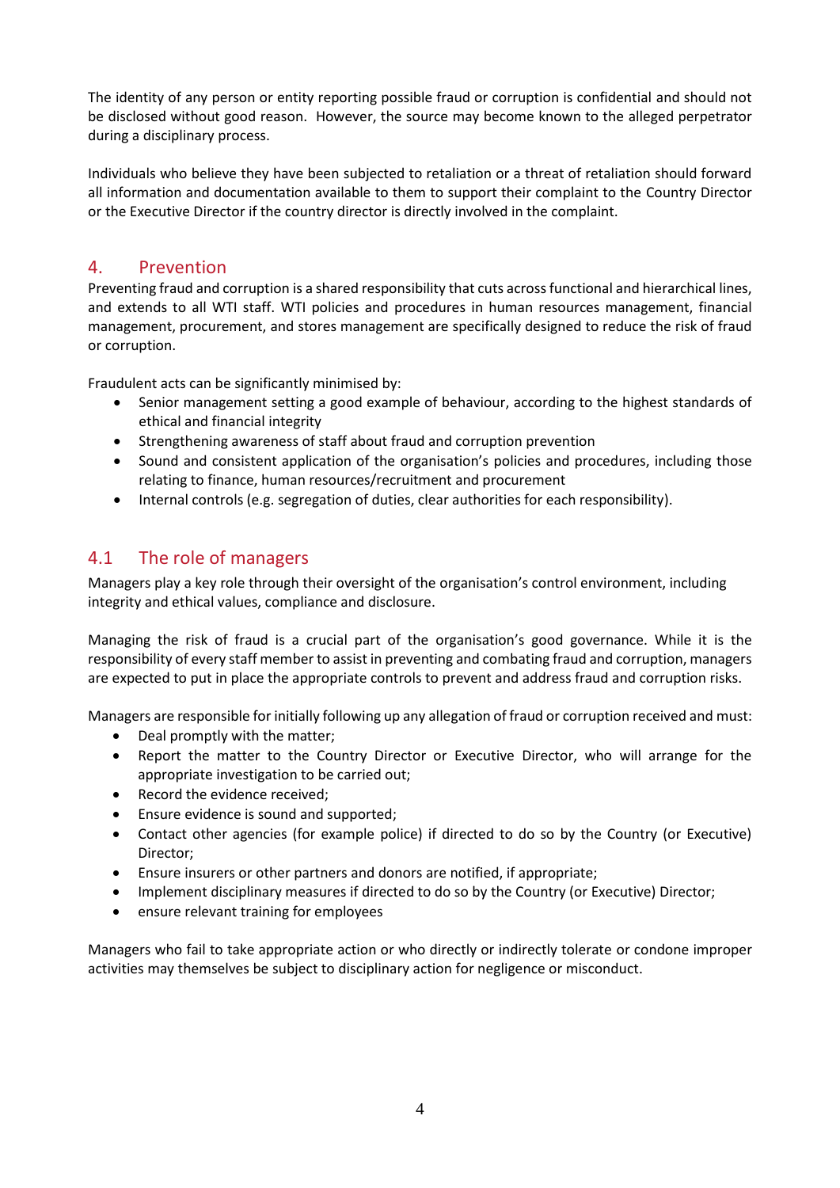The identity of any person or entity reporting possible fraud or corruption is confidential and should not be disclosed without good reason. However, the source may become known to the alleged perpetrator during a disciplinary process.

Individuals who believe they have been subjected to retaliation or a threat of retaliation should forward all information and documentation available to them to support their complaint to the Country Director or the Executive Director if the country director is directly involved in the complaint.

## 4. Prevention

Preventing fraud and corruption is a shared responsibility that cuts across functional and hierarchical lines, and extends to all WTI staff. WTI policies and procedures in human resources management, financial management, procurement, and stores management are specifically designed to reduce the risk of fraud or corruption.

Fraudulent acts can be significantly minimised by:

- Senior management setting a good example of behaviour, according to the highest standards of ethical and financial integrity
- Strengthening awareness of staff about fraud and corruption prevention
- Sound and consistent application of the organisation's policies and procedures, including those relating to finance, human resources/recruitment and procurement
- Internal controls (e.g. segregation of duties, clear authorities for each responsibility).

## 4.1 The role of managers

Managers play a key role through their oversight of the organisation's control environment, including integrity and ethical values, compliance and disclosure.

Managing the risk of fraud is a crucial part of the organisation's good governance. While it is the responsibility of every staff member to assist in preventing and combating fraud and corruption, managers are expected to put in place the appropriate controls to prevent and address fraud and corruption risks.

Managers are responsible for initially following up any allegation of fraud or corruption received and must:

- Deal promptly with the matter;
- Report the matter to the Country Director or Executive Director, who will arrange for the appropriate investigation to be carried out;
- Record the evidence received;
- Ensure evidence is sound and supported;
- Contact other agencies (for example police) if directed to do so by the Country (or Executive) Director;
- Ensure insurers or other partners and donors are notified, if appropriate;
- Implement disciplinary measures if directed to do so by the Country (or Executive) Director;
- ensure relevant training for employees

Managers who fail to take appropriate action or who directly or indirectly tolerate or condone improper activities may themselves be subject to disciplinary action for negligence or misconduct.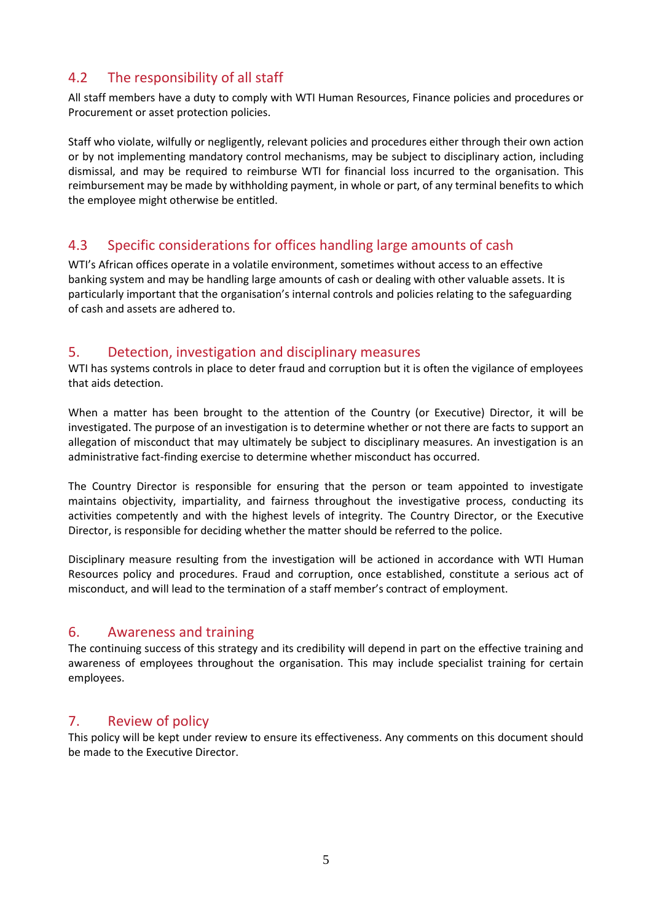### 4.2 The responsibility of all staff

All staff members have a duty to comply with WTI Human Resources, Finance policies and procedures or Procurement or asset protection policies.

Staff who violate, wilfully or negligently, relevant policies and procedures either through their own action or by not implementing mandatory control mechanisms, may be subject to disciplinary action, including dismissal, and may be required to reimburse WTI for financial loss incurred to the organisation. This reimbursement may be made by withholding payment, in whole or part, of any terminal benefits to which the employee might otherwise be entitled.

### 4.3 Specific considerations for offices handling large amounts of cash

WTI's African offices operate in a volatile environment, sometimes without access to an effective banking system and may be handling large amounts of cash or dealing with other valuable assets. It is particularly important that the organisation's internal controls and policies relating to the safeguarding of cash and assets are adhered to.

## 5. Detection, investigation and disciplinary measures

WTI has systems controls in place to deter fraud and corruption but it is often the vigilance of employees that aids detection.

When a matter has been brought to the attention of the Country (or Executive) Director, it will be investigated. The purpose of an investigation is to determine whether or not there are facts to support an allegation of misconduct that may ultimately be subject to disciplinary measures. An investigation is an administrative fact-finding exercise to determine whether misconduct has occurred.

The Country Director is responsible for ensuring that the person or team appointed to investigate maintains objectivity, impartiality, and fairness throughout the investigative process, conducting its activities competently and with the highest levels of integrity. The Country Director, or the Executive Director, is responsible for deciding whether the matter should be referred to the police.

Disciplinary measure resulting from the investigation will be actioned in accordance with WTI Human Resources policy and procedures. Fraud and corruption, once established, constitute a serious act of misconduct, and will lead to the termination of a staff member's contract of employment.

## 6. Awareness and training

The continuing success of this strategy and its credibility will depend in part on the effective training and awareness of employees throughout the organisation. This may include specialist training for certain employees.

## 7. Review of policy

This policy will be kept under review to ensure its effectiveness. Any comments on this document should be made to the Executive Director.